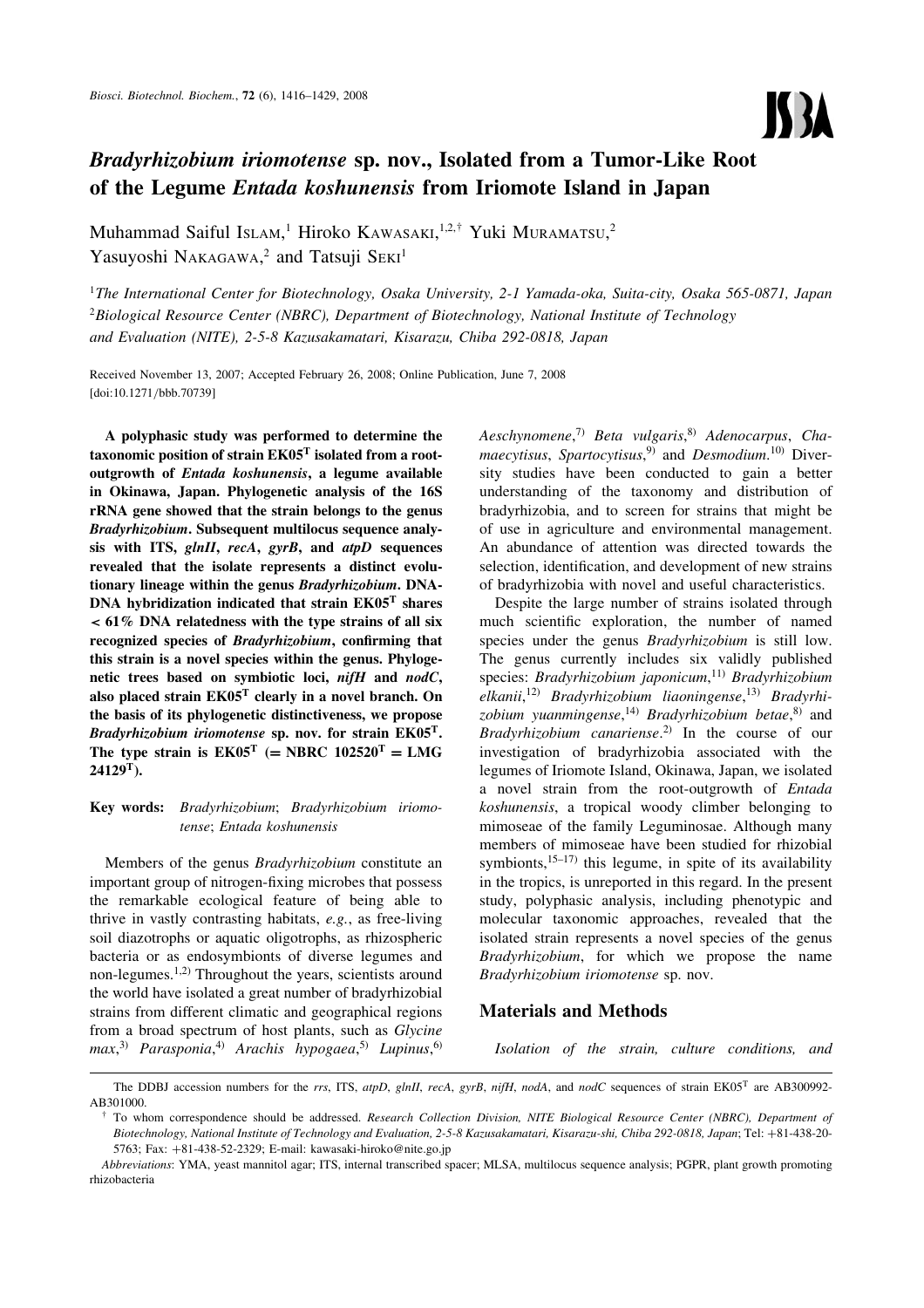# *Bradyrhizobium iriomotense* sp. nov., Isolated from a Tumor-Like Root of the Legume *Entada koshunensis* from Iriomote Island in Japan

Muhammad Saiful ISLAM,[1] Hiroko KAWASAKI,[1,2,†] Yuki MURAMATSU,[2] Yasuyoshi NAKAGAWA,[2] and Tatsuji SEKI[1]

[1]*The International Center for Biotechnology, Osaka University, 2-1 Yamada-oka, Suita-city, Osaka 565-0871, Japan*
[2]*Biological Resource Center (NBRC), Department of Biotechnology, National Institute of Technology and Evaluation (NITE), 2-5-8 Kazusakamatari, Kisarazu, Chiba 292-0818, Japan*

Received November 13, 2007; Accepted February 26, 2008; Online Publication, June 7, 2008
[doi:10.1271/bbb.70739]

**A polyphasic study was performed to determine the taxonomic position of strain EK05$^T$ isolated from a root-outgrowth of *Entada koshunensis*, a legume available in Okinawa, Japan. Phylogenetic analysis of the 16S rRNA gene showed that the strain belongs to the genus *Bradyrhizobium*. Subsequent multilocus sequence analysis with ITS, *glnII*, *recA*, *gyrB*, and *atpD* sequences revealed that the isolate represents a distinct evolutionary lineage within the genus *Bradyrhizobium*. DNA-DNA hybridization indicated that strain EK05$^T$ shares < 61% DNA relatedness with the type strains of all six recognized species of *Bradyrhizobium*, confirming that this strain is a novel species within the genus. Phylogenetic trees based on symbiotic loci, *nifH* and *nodC*, also placed strain EK05$^T$ clearly in a novel branch. On the basis of its phylogenetic distinctiveness, we propose *Bradyrhizobium iriomotense* sp. nov. for strain EK05$^T$. The type strain is EK05$^T$ (= NBRC 102520$^T$ = LMG 24129$^T$).**

**Key words:** *Bradyrhizobium*; *Bradyrhizobium iriomotense*; *Entada koshunensis*

Members of the genus *Bradyrhizobium* constitute an important group of nitrogen-fixing microbes that possess the remarkable ecological feature of being able to thrive in vastly contrasting habitats, *e.g.*, as free-living soil diazotrophs or aquatic oligotrophs, as rhizospheric bacteria or as endosymbionts of diverse legumes and non-legumes.[1,2] Throughout the years, scientists around the world have isolated a great number of bradyrhizobial strains from different climatic and geographical regions from a broad spectrum of host plants, such as *Glycine max*,[3] *Parasponia*,[4] *Arachis hypogaea*,[5] *Lupinus*,[6] *Aeschynomene*,[7] *Beta vulgaris*,[8] *Adenocarpus*, *Chamaecytisus*, *Spartocytisus*,[9] and *Desmodium*.[10] Diversity studies have been conducted to gain a better understanding of the taxonomy and distribution of bradyrhizobia, and to screen for strains that might be of use in agriculture and environmental management. An abundance of attention was directed towards the selection, identification, and development of new strains of bradyrhizobia with novel and useful characteristics.

Despite the large number of strains isolated through much scientific exploration, the number of named species under the genus *Bradyrhizobium* is still low. The genus currently includes six validly published species: *Bradyrhizobium japonicum*,[11] *Bradyrhizobium elkanii*,[12] *Bradyrhizobium liaoningense*,[13] *Bradyrhizobium yuanmingense*,[14] *Bradyrhizobium betae*,[8] and *Bradyrhizobium canariense*.[2] In the course of our investigation of bradyrhizobia associated with the legumes of Iriomote Island, Okinawa, Japan, we isolated a novel strain from the root-outgrowth of *Entada koshunensis*, a tropical woody climber belonging to mimoseae of the family Leguminosae. Although many members of mimoseae have been studied for rhizobial symbionts,[15–17] this legume, in spite of its availability in the tropics, is unreported in this regard. In the present study, polyphasic analysis, including phenotypic and molecular taxonomic approaches, revealed that the isolated strain represents a novel species of the genus *Bradyrhizobium*, for which we propose the name *Bradyrhizobium iriomotense* sp. nov.

## Materials and Methods

*Isolation of the strain, culture conditions, and*

The DDBJ accession numbers for the *rrs*, ITS, *atpD*, *glnII*, *recA*, *gyrB*, *nifH*, *nodA*, and *nodC* sequences of strain EK05$^T$ are AB300992-AB301000.

† To whom correspondence should be addressed. *Research Collection Division, NITE Biological Resource Center (NBRC), Department of Biotechnology, National Institute of Technology and Evaluation, 2-5-8 Kazusakamatari, Kisarazu-shi, Chiba 292-0818, Japan*; Tel: +81-438-20-5763; Fax: +81-438-52-2329; E-mail: kawasaki-hiroko@nite.go.jp

*Abbreviations*: YMA, yeast mannitol agar; ITS, internal transcribed spacer; MLSA, multilocus sequence analysis; PGPR, plant growth promoting rhizobacteria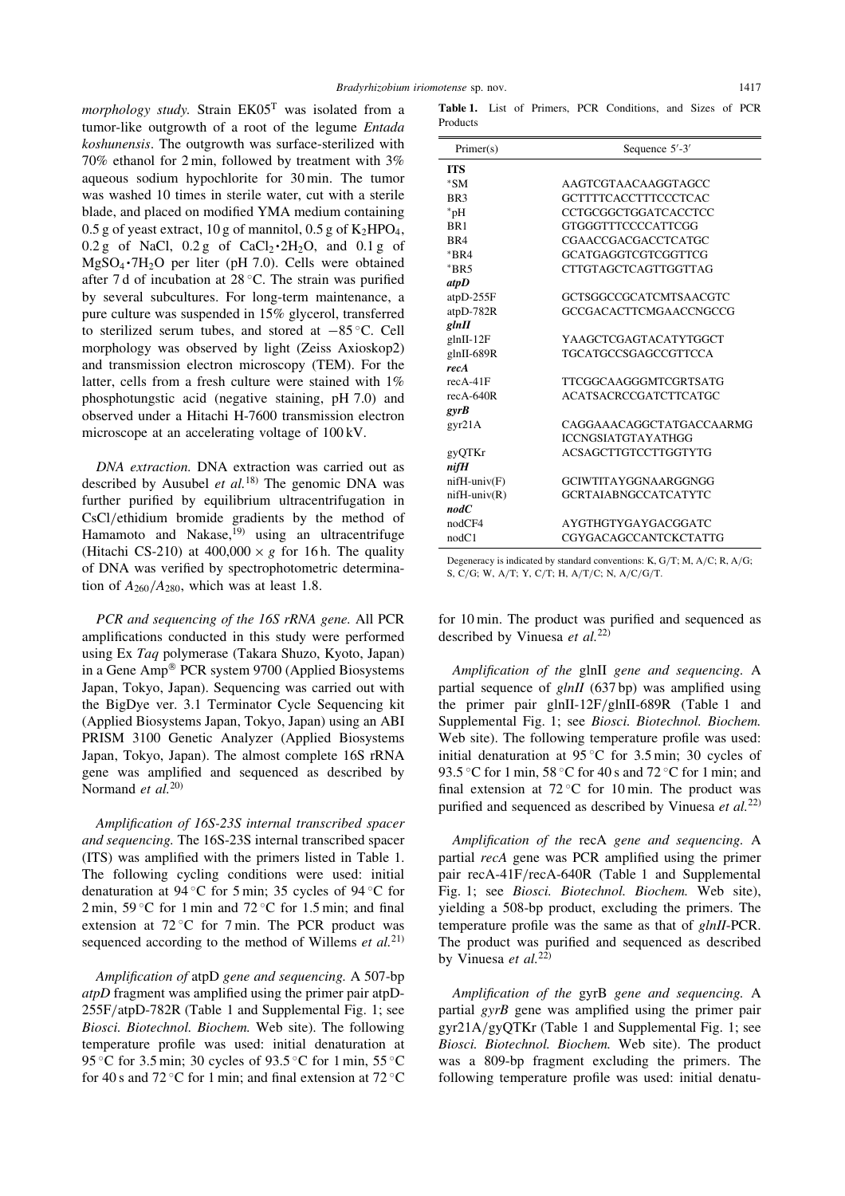*morphology study.* Strain EK05[T] was isolated from a tumor-like outgrowth of a root of the legume *Entada koshunensis*. The outgrowth was surface-sterilized with 70% ethanol for 2 min, followed by treatment with 3% aqueous sodium hypochlorite for 30 min. The tumor was washed 10 times in sterile water, cut with a sterile blade, and placed on modified YMA medium containing 0.5 g of yeast extract, 10 g of mannitol, 0.5 g of $K_2HPO_4$, 0.2 g of NaCl, 0.2 g of $CaCl_2 \cdot 2H_2O$, and 0.1 g of $MgSO_4 \cdot 7H_2O$ per liter (pH 7.0). Cells were obtained after 7 d of incubation at 28 °C. The strain was purified by several subcultures. For long-term maintenance, a pure culture was suspended in 15% glycerol, transferred to sterilized serum tubes, and stored at −85 °C. Cell morphology was observed by light (Zeiss Axioskop2) and transmission electron microscopy (TEM). For the latter, cells from a fresh culture were stained with 1% phosphotungstic acid (negative staining, pH 7.0) and observed under a Hitachi H-7600 transmission electron microscope at an accelerating voltage of 100 kV.

*DNA extraction.* DNA extraction was carried out as described by Ausubel *et al.*[18] The genomic DNA was further purified by equilibrium ultracentrifugation in CsCl/ethidium bromide gradients by the method of Hamamoto and Nakase,[19] using an ultracentrifuge (Hitachi CS-210) at 400,000 × *g* for 16 h. The quality of DNA was verified by spectrophotometric determination of $A_{260}/A_{280}$, which was at least 1.8.

*PCR and sequencing of the 16S rRNA gene.* All PCR amplifications conducted in this study were performed using Ex *Taq* polymerase (Takara Shuzo, Kyoto, Japan) in a Gene Amp® PCR system 9700 (Applied Biosystems Japan, Tokyo, Japan). Sequencing was carried out with the BigDye ver. 3.1 Terminator Cycle Sequencing kit (Applied Biosystems Japan, Tokyo, Japan) using an ABI PRISM 3100 Genetic Analyzer (Applied Biosystems Japan, Tokyo, Japan). The almost complete 16S rRNA gene was amplified and sequenced as described by Normand *et al.*[20]

*Amplification of 16S-23S internal transcribed spacer and sequencing.* The 16S-23S internal transcribed spacer (ITS) was amplified with the primers listed in Table 1. The following cycling conditions were used: initial denaturation at 94 °C for 5 min; 35 cycles of 94 °C for 2 min, 59 °C for 1 min and 72 °C for 1.5 min; and final extension at 72 °C for 7 min. The PCR product was sequenced according to the method of Willems *et al.*[21]

*Amplification of* atpD *gene and sequencing.* A 507-bp *atpD* fragment was amplified using the primer pair atpD-255F/atpD-782R (Table 1 and Supplemental Fig. 1; see *Biosci. Biotechnol. Biochem.* Web site). The following temperature profile was used: initial denaturation at 95 °C for 3.5 min; 30 cycles of 93.5 °C for 1 min, 55 °C for 40 s and 72 °C for 1 min; and final extension at 72 °C for 10 min. The product was purified and sequenced as described by Vinuesa *et al.*[22]

**Table 1.** List of Primers, PCR Conditions, and Sizes of PCR Products

| Primer(s) | Sequence 5′-3′ |
|---|---|
| **ITS** | |
| *SM | AAGTCGTAACAAGGTAGCC |
| BR3 | GCTTTTCACCTTTCCCTCAC |
| *pH | CCTGCGGCTGGATCACCTCC |
| BR1 | GTGGGTTTCCCCATTCGG |
| BR4 | CGAACCGACGACCTCATGC |
| *BR4 | GCATGAGGTCGTCGGTTCG |
| *BR5 | CTTGTAGCTCAGTTGGTTAG |
| ***atpD*** | |
| atpD-255F | GCTSGGCCGCATCMTSAACGTC |
| atpD-782R | GCCGACACTTCMGAACCNGCCG |
| ***glnII*** | |
| glnII-12F | YAAGCTCGAGTACATYTGGCT |
| glnII-689R | TGCATGCCSGAGCCGTTCCA |
| ***recA*** | |
| recA-41F | TTCGGCAAGGGMTCGRTSATG |
| recA-640R | ACATSACRCCGATCTTCATGC |
| ***gyrB*** | |
| gyr21A | CAGGAAACAGGCTATGACCAARMG ICCNGSIATGTAYATHGG |
| gyQTKr | ACSAGCTTGTCCTTGGTYTG |
| ***nifH*** | |
| nifH-univ(F) | GCIWTITAYGGNAARGGNG |
| nifH-univ(R) | GCRTAIABNGCCATCATYTC |
| ***nodC*** | |
| nodCF4 | AYGTHGTYGAYGACGGATC |
| nodC1 | CGYGACAGCCANTCKCTATTG |

Degeneracy is indicated by standard conventions: K, G/T; M, A/C; R, A/G; S, C/G; W, A/T; Y, C/T; H, A/T/C; N, A/C/G/T.

*Amplification of the* glnII *gene and sequencing.* A partial sequence of *glnII* (637 bp) was amplified using the primer pair glnII-12F/glnII-689R (Table 1 and Supplemental Fig. 1; see *Biosci. Biotechnol. Biochem.* Web site). The following temperature profile was used: initial denaturation at 95 °C for 3.5 min; 30 cycles of 93.5 °C for 1 min, 58 °C for 40 s and 72 °C for 1 min; and final extension at 72 °C for 10 min. The product was purified and sequenced as described by Vinuesa *et al.*[22]

*Amplification of the* recA *gene and sequencing.* A partial *recA* gene was PCR amplified using the primer pair recA-41F/recA-640R (Table 1 and Supplemental Fig. 1; see *Biosci. Biotechnol. Biochem.* Web site), yielding a 508-bp product, excluding the primers. The temperature profile was the same as that of *glnII*-PCR. The product was purified and sequenced as described by Vinuesa *et al.*[22]

*Amplification of the* gyrB *gene and sequencing.* A partial *gyrB* gene was amplified using the primer pair gyr21A/gyQTKr (Table 1 and Supplemental Fig. 1; see *Biosci. Biotechnol. Biochem.* Web site). The product was a 809-bp fragment excluding the primers. The following temperature profile was used: initial denatu-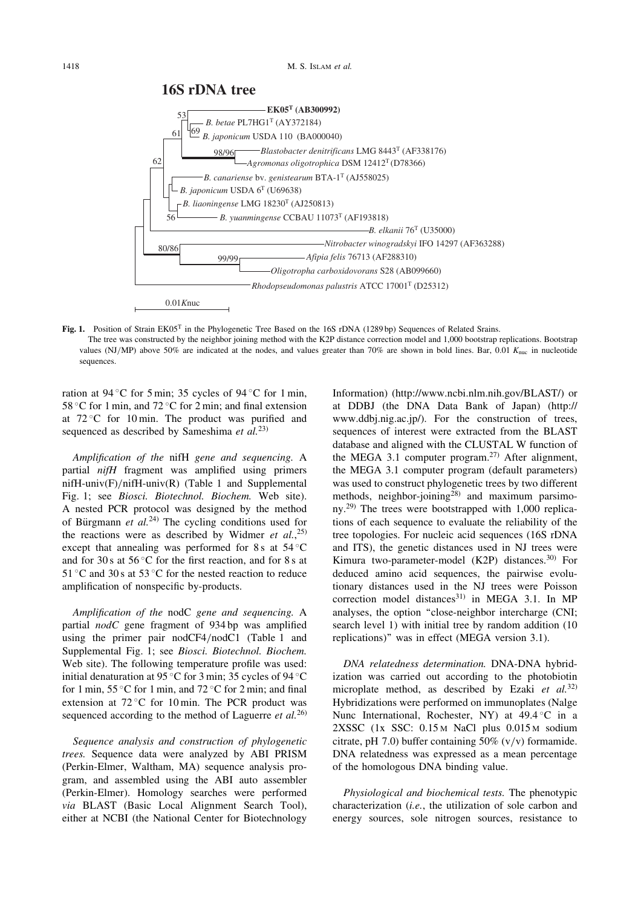**Fig. 1.** Position of Strain EK05$^T$ in the Phylogenetic Tree Based on the 16S rDNA (1289 bp) Sequences of Related Srains.

The tree was constructed by the neighbor joining method with the K2P distance correction model and 1,000 bootstrap replications. Bootstrap values (NJ/MP) above 50% are indicated at the nodes, and values greater than 70% are shown in bold lines. Bar, 0.01 $K_{nuc}$ in nucleotide sequences.

ration at 94 °C for 5 min; 35 cycles of 94 °C for 1 min, 58 °C for 1 min, and 72 °C for 2 min; and final extension at 72 °C for 10 min. The product was purified and sequenced as described by Sameshima *et al.*[23]

*Amplification of the* nifH *gene and sequencing.* A partial *nifH* fragment was amplified using primers nifH-univ(F)/nifH-univ(R) (Table 1 and Supplemental Fig. 1; see *Biosci. Biotechnol. Biochem.* Web site). A nested PCR protocol was designed by the method of Bürgmann *et al.*[24] The cycling conditions used for the reactions were as described by Widmer *et al.*,[25] except that annealing was performed for 8 s at 54 °C and for 30 s at 56 °C for the first reaction, and for 8 s at 51 °C and 30 s at 53 °C for the nested reaction to reduce amplification of nonspecific by-products.

*Amplification of the* nodC *gene and sequencing.* A partial *nodC* gene fragment of 934 bp was amplified using the primer pair nodCF4/nodC1 (Table 1 and Supplemental Fig. 1; see *Biosci. Biotechnol. Biochem.* Web site). The following temperature profile was used: initial denaturation at 95 °C for 3 min; 35 cycles of 94 °C for 1 min, 55 °C for 1 min, and 72 °C for 2 min; and final extension at 72 °C for 10 min. The PCR product was sequenced according to the method of Laguerre *et al.*[26]

*Sequence analysis and construction of phylogenetic trees.* Sequence data were analyzed by ABI PRISM (Perkin-Elmer, Waltham, MA) sequence analysis program, and assembled using the ABI auto assembler (Perkin-Elmer). Homology searches were performed *via* BLAST (Basic Local Alignment Search Tool), either at NCBI (the National Center for Biotechnology Information) (http://www.ncbi.nlm.nih.gov/BLAST/) or at DDBJ (the DNA Data Bank of Japan) (http://www.ddbj.nig.ac.jp/). For the construction of trees, sequences of interest were extracted from the BLAST database and aligned with the CLUSTAL W function of the MEGA 3.1 computer program.[27] After alignment, the MEGA 3.1 computer program (default parameters) was used to construct phylogenetic trees by two different methods, neighbor-joining[28] and maximum parsimony.[29] The trees were bootstrapped with 1,000 replications of each sequence to evaluate the reliability of the tree topologies. For nucleic acid sequences (16S rDNA and ITS), the genetic distances used in NJ trees were Kimura two-parameter-model (K2P) distances.[30] For deduced amino acid sequences, the pairwise evolutionary distances used in the NJ trees were Poisson correction model distances[31] in MEGA 3.1. In MP analyses, the option "close-neighbor intercharge (CNI; search level 1) with initial tree by random addition (10 replications)" was in effect (MEGA version 3.1).

*DNA relatedness determination.* DNA-DNA hybridization was carried out according to the photobiotin microplate method, as described by Ezaki *et al.*[32] Hybridizations were performed on immunoplates (Nalge Nunc International, Rochester, NY) at 49.4 °C in a 2XSSC (1x SSC: 0.15 M NaCl plus 0.015 M sodium citrate, pH 7.0) buffer containing 50% (v/v) formamide. DNA relatedness was expressed as a mean percentage of the homologous DNA binding value.

*Physiological and biochemical tests.* The phenotypic characterization (*i.e.*, the utilization of sole carbon and energy sources, sole nitrogen sources, resistance to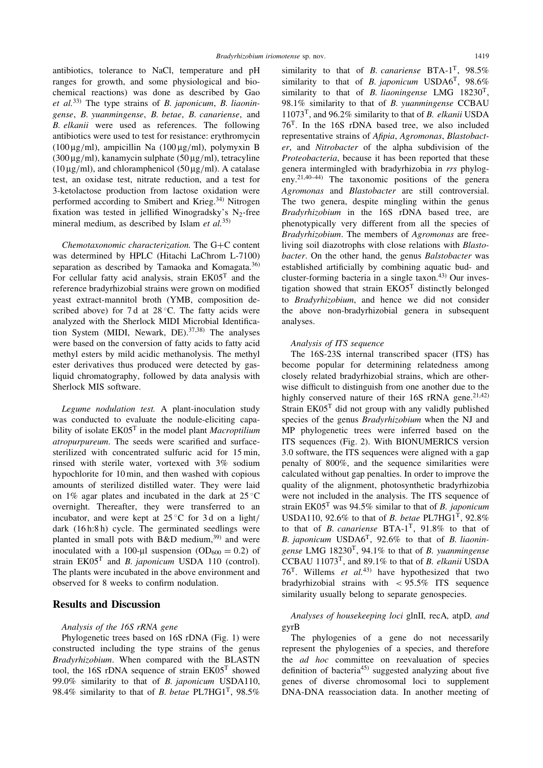antibiotics, tolerance to NaCl, temperature and pH ranges for growth, and some physiological and biochemical reactions) was done as described by Gao *et al.*[33] The type strains of *B. japonicum*, *B. liaoningense*, *B. yuanmingense*, *B. betae*, *B. canariense*, and *B. elkanii* were used as references. The following antibiotics were used to test for resistance: erythromycin (100 µg/ml), ampicillin Na (100 µg/ml), polymyxin B (300 µg/ml), kanamycin sulphate (50 µg/ml), tetracyline (10 µg/ml), and chloramphenicol (50 µg/ml). A catalase test, an oxidase test, nitrate reduction, and a test for 3-ketolactose production from lactose oxidation were performed according to Smibert and Krieg.[34] Nitrogen fixation was tested in jellified Winogradsky's $N_2$-free mineral medium, as described by Islam *et al.*[35]

*Chemotaxonomic characterization.* The G+C content was determined by HPLC (Hitachi LaChrom L-7100) separation as described by Tamaoka and Komagata.[36] For cellular fatty acid analysis, strain EK05$^T$ and the reference bradyrhizobial strains were grown on modified yeast extract-mannitol broth (YMB, composition described above) for 7 d at 28 °C. The fatty acids were analyzed with the Sherlock MIDI Microbial Identification System (MIDI, Newark, DE).[37,38] The analyses were based on the conversion of fatty acids to fatty acid methyl esters by mild acidic methanolysis. The methyl ester derivatives thus produced were detected by gas-liquid chromatography, followed by data analysis with Sherlock MIS software.

*Legume nodulation test.* A plant-inoculation study was conducted to evaluate the nodule-eliciting capability of isolate EK05$^T$ in the model plant *Macroptilium atropurpureum*. The seeds were scarified and surface-sterilized with concentrated sulfuric acid for 15 min, rinsed with sterile water, vortexed with 3% sodium hypochlorite for 10 min, and then washed with copious amounts of sterilized distilled water. They were laid on 1% agar plates and incubated in the dark at 25 °C overnight. Thereafter, they were transferred to an incubator, and were kept at 25 °C for 3 d on a light/dark (16 h:8 h) cycle. The germinated seedlings were planted in small pots with B&D medium,[39] and were inoculated with a 100-µl suspension ($OD_{600} = 0.2$) of strain EK05$^T$ and *B. japonicum* USDA 110 (control). The plants were incubated in the above environment and observed for 8 weeks to confirm nodulation.

## Results and Discussion

### Analysis of the 16S rRNA gene

Phylogenetic trees based on 16S rDNA (Fig. 1) were constructed including the type strains of the genus *Bradyrhizobium*. When compared with the BLASTN tool, the 16S rDNA sequence of strain EK05$^T$ showed 99.0% similarity to that of *B. japonicum* USDA110, 98.4% similarity to that of *B. betae* PL7HG1$^T$, 98.5% similarity to that of *B. canariense* BTA-1$^T$, 98.5% similarity to that of *B. japonicum* USDA6$^T$, 98.6% similarity to that of *B. liaoningense* LMG 18230$^T$, 98.1% similarity to that of *B. yuanmingense* CCBAU 11073$^T$, and 96.2% similarity to that of *B. elkanii* USDA 76$^T$. In the 16S rDNA based tree, we also included representative strains of *Afipia*, *Agromonas*, *Blastobacter*, and *Nitrobacter* of the alpha subdivision of the *Proteobacteria*, because it has been reported that these genera intermingled with bradyrhizobia in *rrs* phylogeny.[21,40–44] The taxonomic positions of the genera *Agromonas* and *Blastobacter* are still controversial. The two genera, despite mingling within the genus *Bradyrhizobium* in the 16S rDNA based tree, are phenotypically very different from all the species of *Bradyrhizobium*. The members of *Agromonas* are free-living soil diazotrophs with close relations with *Blastobacter*. On the other hand, the genus *Balstobacter* was established artificially by combining aquatic bud- and cluster-forming bacteria in a single taxon.[43] Our investigation showed that strain EKO5$^T$ distinctly belonged to *Bradyrhizobium*, and hence we did not consider the above non-bradyrhizobial genera in subsequent analyses.

### Analysis of ITS sequence

The 16S-23S internal transcribed spacer (ITS) has become popular for determining relatedness among closely related bradyrhizobial strains, which are otherwise difficult to distinguish from one another due to the highly conserved nature of their 16S rRNA gene.[21,42] Strain EK05$^T$ did not group with any validly published species of the genus *Bradyrhizobium* when the NJ and MP phylogenetic trees were inferred based on the ITS sequences (Fig. 2). With BIONUMERICS version 3.0 software, the ITS sequences were aligned with a gap penalty of 800%, and the sequence similarities were calculated without gap penalties. In order to improve the quality of the alignment, photosynthetic bradyrhizobia were not included in the analysis. The ITS sequence of strain EK05$^T$ was 94.5% similar to that of *B. japonicum* USDA110, 92.6% to that of *B. betae* PL7HG1$^T$, 92.8% to that of *B. canariense* BTA-1$^T$, 91.8% to that of *B. japonicum* USDA6$^T$, 92.6% to that of *B. liaoningense* LMG 18230$^T$, 94.1% to that of *B. yuanmingense* CCBAU 11073$^T$, and 89.1% to that of *B. elkanii* USDA 76$^T$. Willems *et al.*[43] have hypothesized that two bradyrhizobial strains with < 95.5% ITS sequence similarity usually belong to separate genospecies.

### Analyses of housekeeping loci glnII, recA, atpD, and gyrB

The phylogenies of a gene do not necessarily represent the phylogenies of a species, and therefore the *ad hoc* committee on reevaluation of species definition of bacteria[45] suggested analyzing about five genes of diverse chromosomal loci to supplement DNA-DNA reassociation data. In another meeting of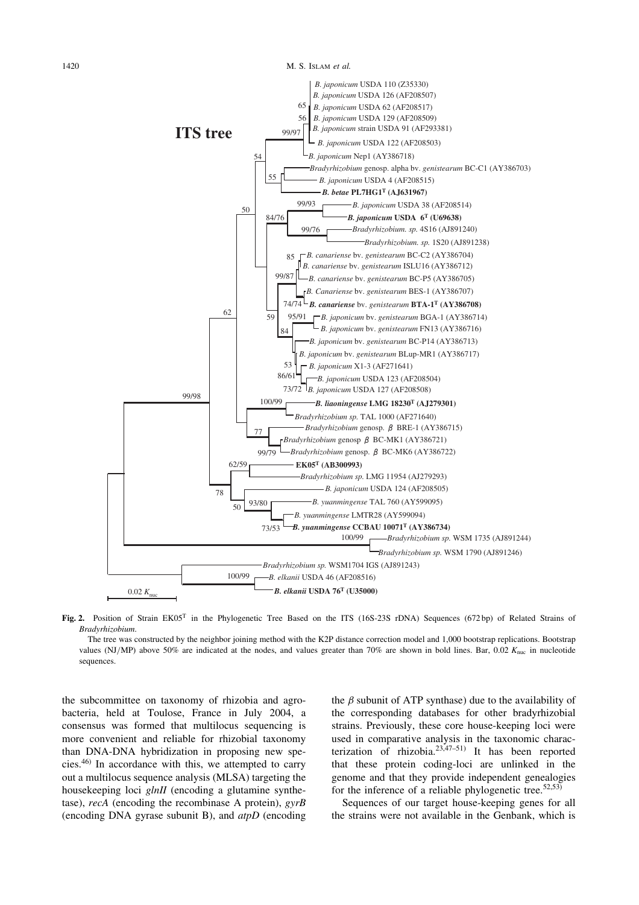**Fig. 2.** Position of Strain EK05$^T$ in the Phylogenetic Tree Based on the ITS (16S-23S rDNA) Sequences (672 bp) of Related Strains of *Bradyrhizobium*.

The tree was constructed by the neighbor joining method with the K2P distance correction model and 1,000 bootstrap replications. Bootstrap values (NJ/MP) above 50% are indicated at the nodes, and values greater than 70% are shown in bold lines. Bar, 0.02 $K_{nuc}$ in nucleotide sequences.

the subcommittee on taxonomy of rhizobia and agrobacteria, held at Toulose, France in July 2004, a consensus was formed that multilocus sequencing is more convenient and reliable for rhizobial taxonomy than DNA-DNA hybridization in proposing new species.[46] In accordance with this, we attempted to carry out a multilocus sequence analysis (MLSA) targeting the housekeeping loci *glnII* (encoding a glutamine synthetase), *recA* (encoding the recombinase A protein), *gyrB* (encoding DNA gyrase subunit B), and *atpD* (encoding the $\beta$ subunit of ATP synthase) due to the availability of the corresponding databases for other bradyrhizobial strains. Previously, these core house-keeping loci were used in comparative analysis in the taxonomic characterization of rhizobia.[23,47–51] It has been reported that these protein coding-loci are unlinked in the genome and that they provide independent genealogies for the inference of a reliable phylogenetic tree.[52,53]

Sequences of our target house-keeping genes for all the strains were not available in the Genbank, which is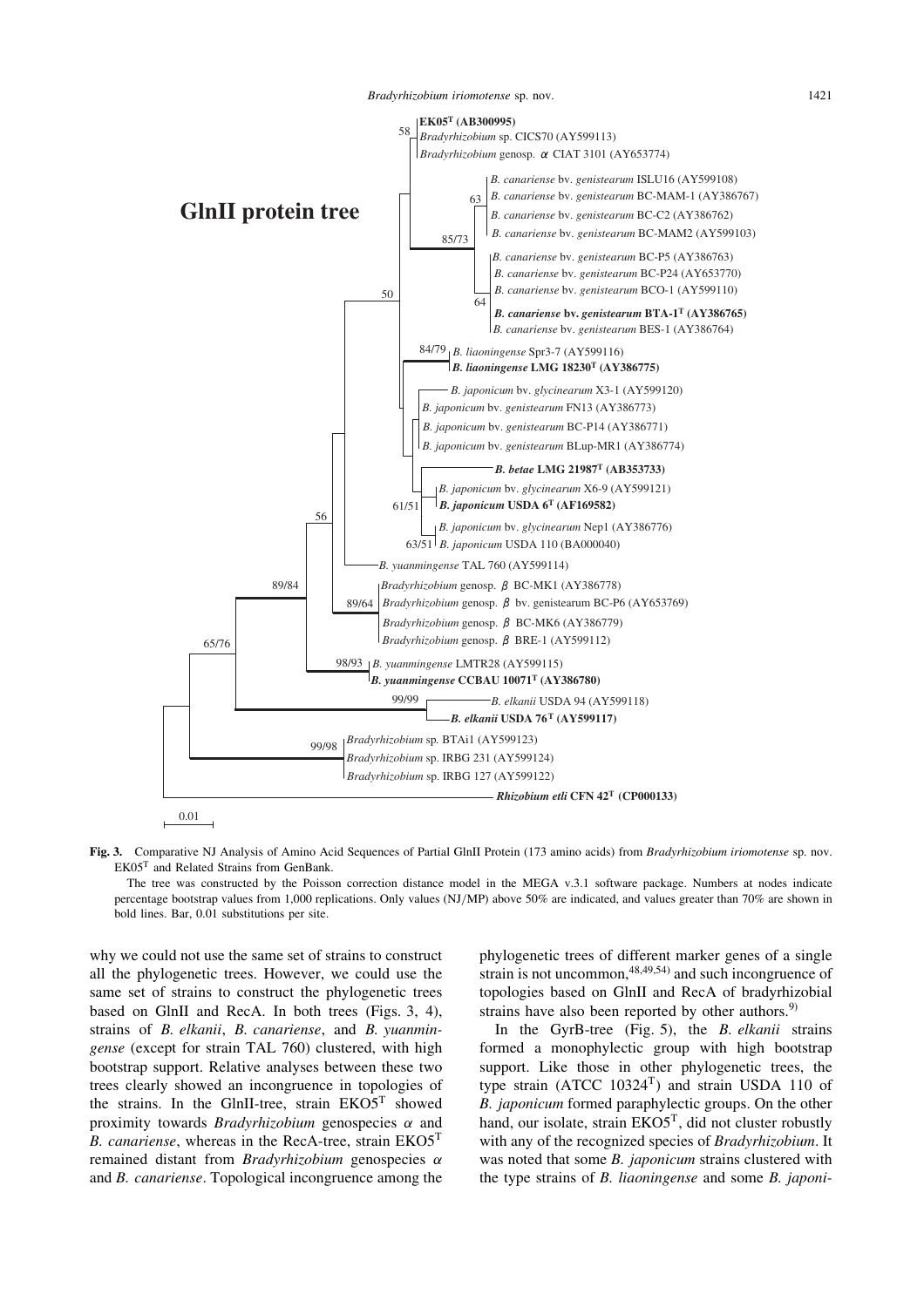**Fig. 3.** Comparative NJ Analysis of Amino Acid Sequences of Partial GlnII Protein (173 amino acids) from *Bradyrhizobium iriomotense* sp. nov. EK05$^{T}$ and Related Strains from GenBank.

The tree was constructed by the Poisson correction distance model in the MEGA v.3.1 software package. Numbers at nodes indicate percentage bootstrap values from 1,000 replications. Only values (NJ/MP) above 50% are indicated, and values greater than 70% are shown in bold lines. Bar, 0.01 substitutions per site.

why we could not use the same set of strains to construct all the phylogenetic trees. However, we could use the same set of strains to construct the phylogenetic trees based on GlnII and RecA. In both trees (Figs. 3, 4), strains of *B. elkanii*, *B. canariense*, and *B. yuanmingense* (except for strain TAL 760) clustered, with high bootstrap support. Relative analyses between these two trees clearly showed an incongruence in topologies of the strains. In the GlnII-tree, strain EKO5$^{T}$ showed proximity towards *Bradyrhizobium* genospecies $\alpha$ and *B. canariense*, whereas in the RecA-tree, strain EKO5$^{T}$ remained distant from *Bradyrhizobium* genospecies $\alpha$ and *B. canariense*. Topological incongruence among the phylogenetic trees of different marker genes of a single strain is not uncommon,[48,49,54)] and such incongruence of topologies based on GlnII and RecA of bradyrhizobial strains have also been reported by other authors.[9)]

In the GyrB-tree (Fig. 5), the *B. elkanii* strains formed a monophylectic group with high bootstrap support. Like those in other phylogenetic trees, the type strain (ATCC 10324$^{T}$) and strain USDA 110 of *B. japonicum* formed paraphylectic groups. On the other hand, our isolate, strain EKO5$^{T}$, did not cluster robustly with any of the recognized species of *Bradyrhizobium*. It was noted that some *B. japonicum* strains clustered with the type strains of *B. liaoningense* and some *B. japoni-*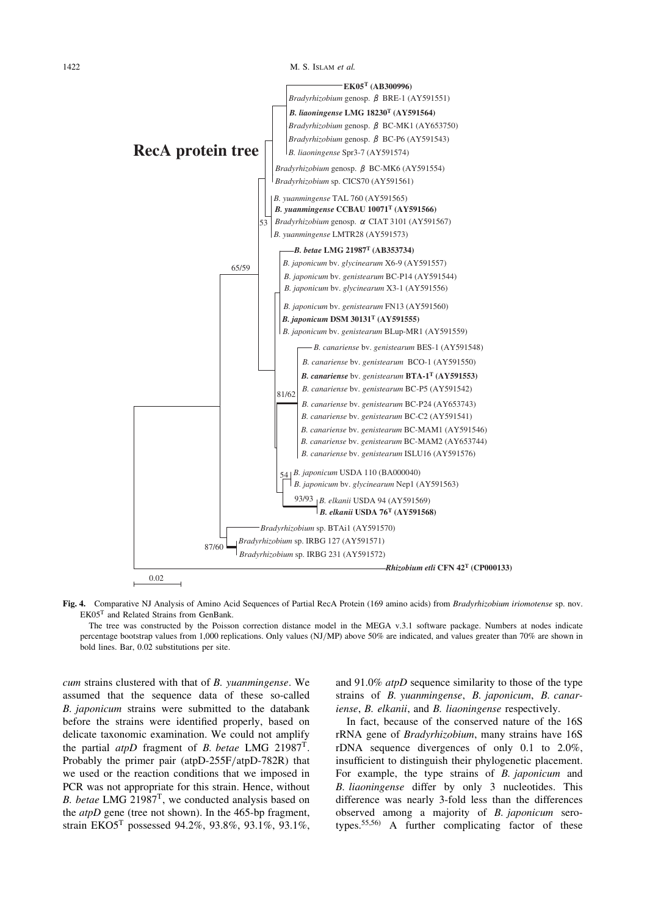**Fig. 4.** Comparative NJ Analysis of Amino Acid Sequences of Partial RecA Protein (169 amino acids) from *Bradyrhizobium iriomotense* sp. nov. EK05[T] and Related Strains from GenBank.

The tree was constructed by the Poisson correction distance model in the MEGA v.3.1 software package. Numbers at nodes indicate percentage bootstrap values from 1,000 replications. Only values (NJ/MP) above 50% are indicated, and values greater than 70% are shown in bold lines. Bar, 0.02 substitutions per site.

*cum* strains clustered with that of *B. yuanmingense*. We assumed that the sequence data of these so-called *B. japonicum* strains were submitted to the databank before the strains were identified properly, based on delicate taxonomic examination. We could not amplify the partial *atpD* fragment of *B. betae* LMG 21987[T]. Probably the primer pair (atpD-255F/atpD-782R) that we used or the reaction conditions that we imposed in PCR was not appropriate for this strain. Hence, without *B. betae* LMG 21987[T], we conducted analysis based on the *atpD* gene (tree not shown). In the 465-bp fragment, strain EKO5[T] possessed 94.2%, 93.8%, 93.1%, 93.1%, and 91.0% *atpD* sequence similarity to those of the type strains of *B. yuanmingense*, *B. japonicum*, *B. canariense*, *B. elkanii*, and *B. liaoningense* respectively.

In fact, because of the conserved nature of the 16S rRNA gene of *Bradyrhizobium*, many strains have 16S rDNA sequence divergences of only 0.1 to 2.0%, insufficient to distinguish their phylogenetic placement. For example, the type strains of *B. japonicum* and *B. liaoningense* differ by only 3 nucleotides. This difference was nearly 3-fold less than the differences observed among a majority of *B. japonicum* serotypes.[55,56] A further complicating factor of these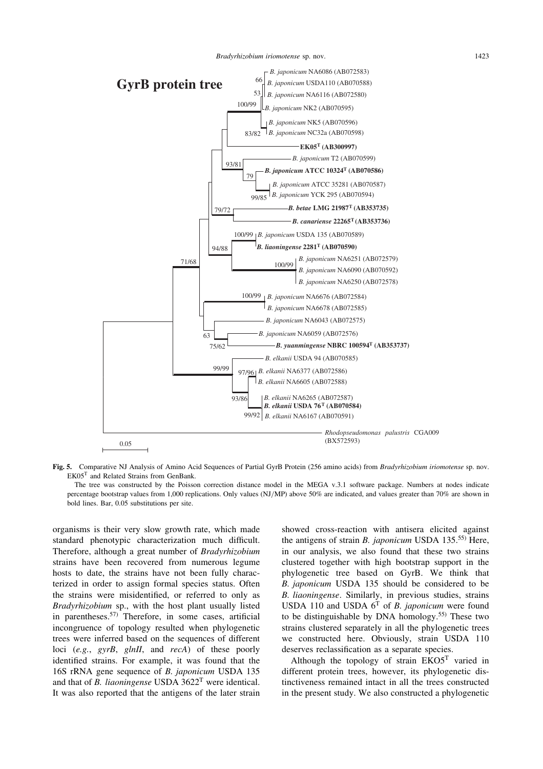**GyrB protein tree**

B. japonicum NA6086 (AB072583)
B. japonicum USDA110 (AB070588)
B. japonicum NA6116 (AB072580)
B. japonicum NK2 (AB070595)
B. japonicum NK5 (AB070596)
B. japonicum NC32a (AB070598)
**EK05$^T$ (AB300997)**
B. japonicum T2 (AB070599)
**B. japonicum ATCC 10324$^T$ (AB070586)**
B. japonicum ATCC 35281 (AB070587)
B. japonicum YCK 295 (AB070594)
**B. betae LMG 21987$^T$ (AB353735)**
**B. canariense 22265$^T$ (AB353736)**
B. japonicum USDA 135 (AB070589)
**B. liaoningense 2281$^T$ (AB070590)**
B. japonicum NA6251 (AB072579)
B. japonicum NA6090 (AB070592)
B. japonicum NA6250 (AB072578)
B. japonicum NA6676 (AB072584)
B. japonicum NA6678 (AB072585)
B. japonicum NA6043 (AB072575)
B. japonicum NA6059 (AB072576)
**B. yuanmingense NBRC 100594$^T$ (AB353737)**
B. elkanii USDA 94 (AB070585)
B. elkanii NA6377 (AB072586)
B. elkanii NA6605 (AB072588)
B. elkanii NA6265 (AB072587)
**B. elkanii USDA 76$^T$ (AB070584)**
B. elkanii NA6167 (AB070591)
Rhodopseudomonas palustris CGA009 (BX572593)

0.05

**Fig. 5.** Comparative NJ Analysis of Amino Acid Sequences of Partial GyrB Protein (256 amino acids) from *Bradyrhizobium iriomotense* sp. nov. EK05$^T$ and Related Strains from GenBank.

The tree was constructed by the Poisson correction distance model in the MEGA v.3.1 software package. Numbers at nodes indicate percentage bootstrap values from 1,000 replications. Only values (NJ/MP) above 50% are indicated, and values greater than 70% are shown in bold lines. Bar, 0.05 substitutions per site.

organisms is their very slow growth rate, which made standard phenotypic characterization much difficult. Therefore, although a great number of *Bradyrhizobium* strains have been recovered from numerous legume hosts to date, the strains have not been fully characterized in order to assign formal species status. Often the strains were misidentified, or referred to only as *Bradyrhizobium* sp., with the host plant usually listed in parentheses.[57] Therefore, in some cases, artificial incongruence of topology resulted when phylogenetic trees were inferred based on the sequences of different loci (*e.g.*, *gyrB*, *glnII*, and *recA*) of these poorly identified strains. For example, it was found that the 16S rRNA gene sequence of *B. japonicum* USDA 135 and that of *B. liaoningense* USDA 3622$^T$ were identical. It was also reported that the antigens of the later strain showed cross-reaction with antisera elicited against the antigens of strain *B. japonicum* USDA 135.[55] Here, in our analysis, we also found that these two strains clustered together with high bootstrap support in the phylogenetic tree based on GyrB. We think that *B. japonicum* USDA 135 should be considered to be *B. liaoningense*. Similarly, in previous studies, strains USDA 110 and USDA 6$^T$ of *B. japonicum* were found to be distinguishable by DNA homology.[55] These two strains clustered separately in all the phylogenetic trees we constructed here. Obviously, strain USDA 110 deserves reclassification as a separate species.

Although the topology of strain EKO5$^T$ varied in different protein trees, however, its phylogenetic distinctiveness remained intact in all the trees constructed in the present study. We also constructed a phylogenetic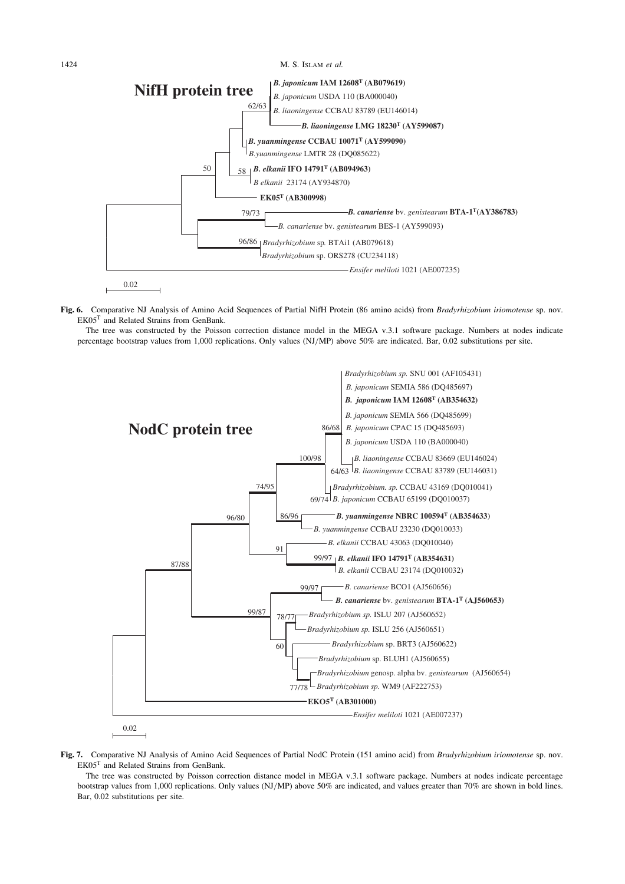**Fig. 6.** Comparative NJ Analysis of Amino Acid Sequences of Partial NifH Protein (86 amino acids) from *Bradyrhizobium iriomotense* sp. nov. EK05$^T$ and Related Strains from GenBank.

The tree was constructed by the Poisson correction distance model in the MEGA v.3.1 software package. Numbers at nodes indicate percentage bootstrap values from 1,000 replications. Only values (NJ/MP) above 50% are indicated. Bar, 0.02 substitutions per site.

**Fig. 7.** Comparative NJ Analysis of Amino Acid Sequences of Partial NodC Protein (151 amino acid) from *Bradyrhizobium iriomotense* sp. nov. EK05$^T$ and Related Strains from GenBank.

The tree was constructed by Poisson correction distance model in MEGA v.3.1 software package. Numbers at nodes indicate percentage bootstrap values from 1,000 replications. Only values (NJ/MP) above 50% are indicated, and values greater than 70% are shown in bold lines. Bar, 0.02 substitutions per site.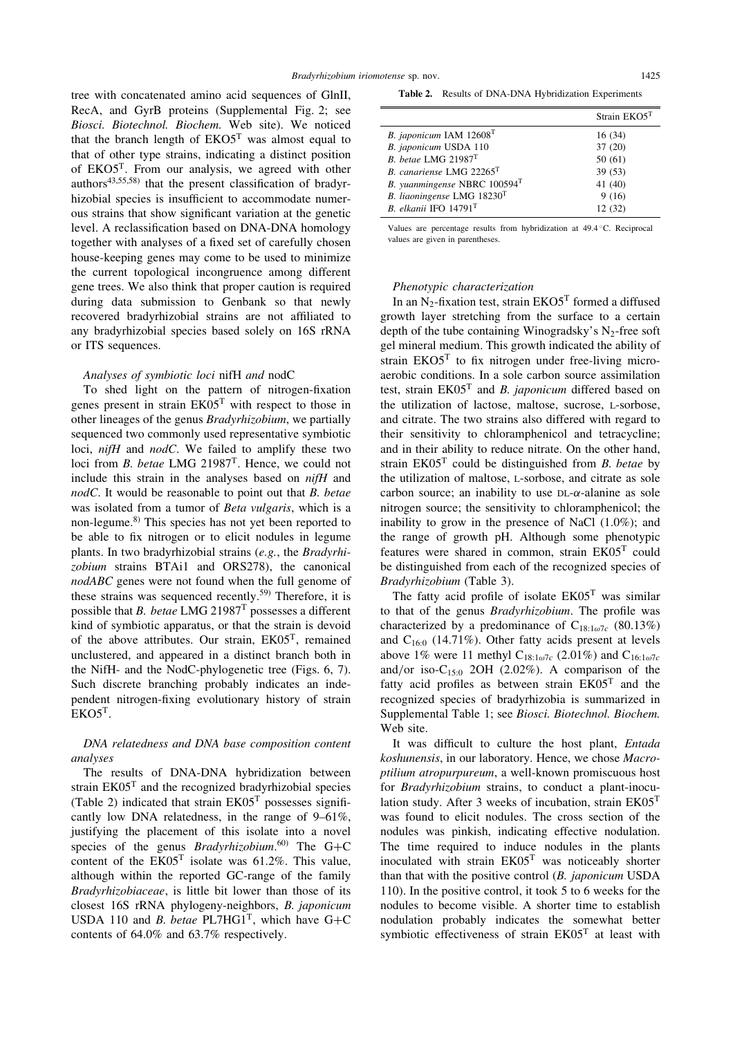tree with concatenated amino acid sequences of GlnII, RecA, and GyrB proteins (Supplemental Fig. 2; see *Biosci. Biotechnol. Biochem.* Web site). We noticed that the branch length of EKO5$^T$ was almost equal to that of other type strains, indicating a distinct position of EKO5$^T$. From our analysis, we agreed with other authors[43,55,58] that the present classification of bradyrhizobial species is insufficient to accommodate numerous strains that show significant variation at the genetic level. A reclassification based on DNA-DNA homology together with analyses of a fixed set of carefully chosen house-keeping genes may come to be used to minimize the current topological incongruence among different gene trees. We also think that proper caution is required during data submission to Genbank so that newly recovered bradyrhizobial strains are not affiliated to any bradyrhizobial species based solely on 16S rRNA or ITS sequences.

### Analyses of symbiotic loci *nifH* and *nodC*

To shed light on the pattern of nitrogen-fixation genes present in strain EK05$^T$ with respect to those in other lineages of the genus *Bradyrhizobium*, we partially sequenced two commonly used representative symbiotic loci, *nifH* and *nodC*. We failed to amplify these two loci from *B. betae* LMG 21987$^T$. Hence, we could not include this strain in the analyses based on *nifH* and *nodC*. It would be reasonable to point out that *B. betae* was isolated from a tumor of *Beta vulgaris*, which is a non-legume.[8] This species has not yet been reported to be able to fix nitrogen or to elicit nodules in legume plants. In two bradyrhizobial strains (*e.g.*, the *Bradyrhizobium* strains BTAi1 and ORS278), the canonical *nodABC* genes were not found when the full genome of these strains was sequenced recently.[59] Therefore, it is possible that *B. betae* LMG 21987$^T$ possesses a different kind of symbiotic apparatus, or that the strain is devoid of the above attributes. Our strain, EK05$^T$, remained unclustered, and appeared in a distinct branch both in the NifH- and the NodC-phylogenetic tree (Figs. 6, 7). Such discrete branching probably indicates an independent nitrogen-fixing evolutionary history of strain EKO5$^T$.

### DNA relatedness and DNA base composition content analyses

The results of DNA-DNA hybridization between strain EK05$^T$ and the recognized bradyrhizobial species (Table 2) indicated that strain EK05$^T$ possesses significantly low DNA relatedness, in the range of 9–61%, justifying the placement of this isolate into a novel species of the genus *Bradyrhizobium*.[60] The G+C content of the EK05$^T$ isolate was 61.2%. This value, although within the reported GC-range of the family *Bradyrhizobiaceae*, is little bit lower than those of its closest 16S rRNA phylogeny-neighbors, *B. japonicum* USDA 110 and *B. betae* PL7HG1$^T$, which have G+C contents of 64.0% and 63.7% respectively.

**Table 2.** Results of DNA-DNA Hybridization Experiments

| | Strain EKO5$^T$ |
|---|---|
| *B. japonicum* IAM 12608$^T$ | 16 (34) |
| *B. japonicum* USDA 110 | 37 (20) |
| *B. betae* LMG 21987$^T$ | 50 (61) |
| *B. canariense* LMG 22265$^T$ | 39 (53) |
| *B. yuanmingense* NBRC 100594$^T$ | 41 (40) |
| *B. liaoningense* LMG 18230$^T$ | 9 (16) |
| *B. elkanii* IFO 14791$^T$ | 12 (32) |

Values are percentage results from hybridization at 49.4 °C. Reciprocal values are given in parentheses.

### Phenotypic characterization

In an $N_2$-fixation test, strain EKO5$^T$ formed a diffused growth layer stretching from the surface to a certain depth of the tube containing Winogradsky's $N_2$-free soft gel mineral medium. This growth indicated the ability of strain EKO5$^T$ to fix nitrogen under free-living microaerobic conditions. In a sole carbon source assimilation test, strain EK05$^T$ and *B. japonicum* differed based on the utilization of lactose, maltose, sucrose, L-sorbose, and citrate. The two strains also differed with regard to their sensitivity to chloramphenicol and tetracycline; and in their ability to reduce nitrate. On the other hand, strain EK05$^T$ could be distinguished from *B. betae* by the utilization of maltose, L-sorbose, and citrate as sole carbon source; an inability to use DL-α-alanine as sole nitrogen source; the sensitivity to chloramphenicol; the inability to grow in the presence of NaCl (1.0%); and the range of growth pH. Although some phenotypic features were shared in common, strain EK05$^T$ could be distinguished from each of the recognized species of *Bradyrhizobium* (Table 3).

The fatty acid profile of isolate EK05$^T$ was similar to that of the genus *Bradyrhizobium*. The profile was characterized by a predominance of $C_{18:1\omega7c}$ (80.13%) and $C_{16:0}$ (14.71%). Other fatty acids present at levels above 1% were 11 methyl $C_{18:1\omega7c}$ (2.01%) and $C_{16:1\omega7c}$ and/or iso-$C_{15:0}$ 2OH (2.02%). A comparison of the fatty acid profiles as between strain EK05$^T$ and the recognized species of bradyrhizobia is summarized in Supplemental Table 1; see *Biosci. Biotechnol. Biochem.* Web site.

It was difficult to culture the host plant, *Entada koshunensis*, in our laboratory. Hence, we chose *Macroptilium atropurpureum*, a well-known promiscuous host for *Bradyrhizobium* strains, to conduct a plant-inoculation study. After 3 weeks of incubation, strain EK05$^T$ was found to elicit nodules. The cross section of the nodules was pinkish, indicating effective nodulation. The time required to induce nodules in the plants inoculated with strain EK05$^T$ was noticeably shorter than that with the positive control (*B. japonicum* USDA 110). In the positive control, it took 5 to 6 weeks for the nodules to become visible. A shorter time to establish nodulation probably indicates the somewhat better symbiotic effectiveness of strain EK05$^T$ at least with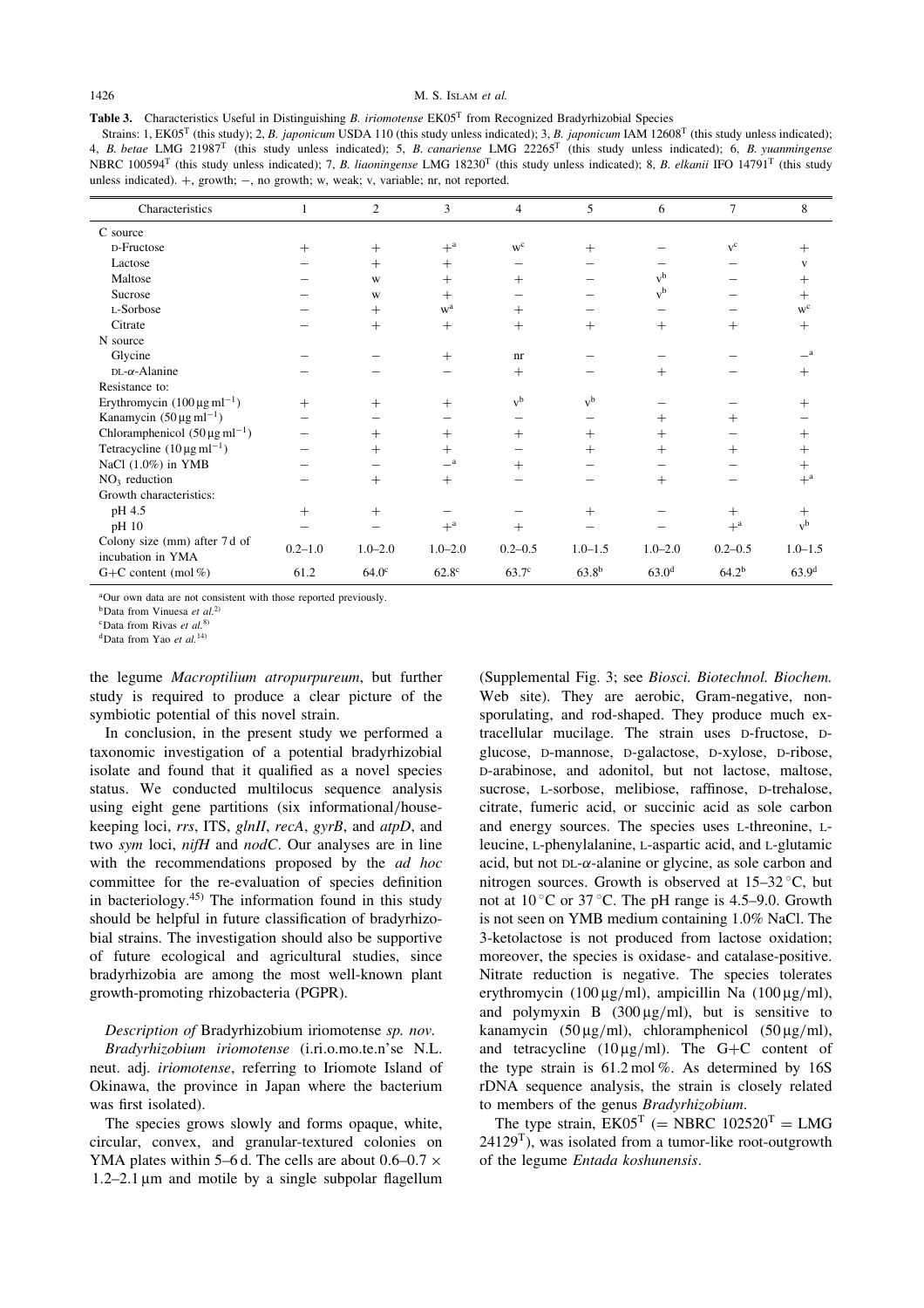**Table 3.** Characteristics Useful in Distinguishing *B. iriomotense* EK05[T] from Recognized Bradyrhizobial Species

Strains: 1, EK05[T] (this study); 2, *B. japonicum* USDA 110 (this study unless indicated); 3, *B. japonicum* IAM 12608[T] (this study unless indicated); 4, *B. betae* LMG 21987[T] (this study unless indicated); 5, *B. canariense* LMG 22265[T] (this study unless indicated); 6, *B. yuanmingense* NBRC 100594[T] (this study unless indicated); 7, *B. liaoningense* LMG 18230[T] (this study unless indicated); 8, *B. elkanii* IFO 14791[T] (this study unless indicated). +, growth; −, no growth; w, weak; v, variable; nr, not reported.

| Characteristics | 1 | 2 | 3 | 4 | 5 | 6 | 7 | 8 |
|---|---|---|---|---|---|---|---|---|
| C source | | | | | | | | |
| D-Fructose | + | + | +[a] | w[c] | + | − | v[c] | + |
| Lactose | − | + | + | − | − | − | − | v |
| Maltose | − | w | + | + | − | v[b] | − | + |
| Sucrose | − | w | + | − | − | v[b] | − | + |
| L-Sorbose | − | + | w[a] | + | − | − | − | w[c] |
| Citrate | − | + | + | + | + | + | + | + |
| N source | | | | | | | | |
| Glycine | − | − | + | nr | − | − | − | −[a] |
| DL-α-Alanine | − | − | − | + | − | + | − | + |
| Resistance to: | | | | | | | | |
| Erythromycin (100 μg ml$^{-1}$) | + | + | + | v[b] | v[b] | − | − | + |
| Kanamycin (50 μg ml$^{-1}$) | − | − | − | − | − | + | + | − |
| Chloramphenicol (50 μg ml$^{-1}$) | − | + | + | + | + | + | − | + |
| Tetracycline (10 μg ml$^{-1}$) | − | + | + | − | + | + | + | + |
| NaCl (1.0%) in YMB | − | − | −[a] | + | − | − | − | + |
| $NO_3$ reduction | − | + | + | − | − | + | − | +[a] |
| Growth characteristics: | | | | | | | | |
| pH 4.5 | + | + | − | − | + | − | + | + |
| pH 10 | − | − | +[a] | + | − | − | +[a] | v[b] |
| Colony size (mm) after 7 d of incubation in YMA | 0.2–1.0 | 1.0–2.0 | 1.0–2.0 | 0.2–0.5 | 1.0–1.5 | 1.0–2.0 | 0.2–0.5 | 1.0–1.5 |
| G+C content (mol %) | 61.2 | 64.0[c] | 62.8[c] | 63.7[c] | 63.8[b] | 63.0[d] | 64.2[b] | 63.9[d] |

[a]Our own data are not consistent with those reported previously.
[b]Data from Vinuesa *et al.*[2)]
[c]Data from Rivas *et al.*[8)]
[d]Data from Yao *et al.*[14)]

the legume *Macroptilium atropurpureum*, but further study is required to produce a clear picture of the symbiotic potential of this novel strain.

In conclusion, in the present study we performed a taxonomic investigation of a potential bradyrhizobial isolate and found that it qualified as a novel species status. We conducted multilocus sequence analysis using eight gene partitions (six informational/housekeeping loci, *rrs*, ITS, *glnII*, *recA*, *gyrB*, and *atpD*, and two *sym* loci, *nifH* and *nodC*. Our analyses are in line with the recommendations proposed by the *ad hoc* committee for the re-evaluation of species definition in bacteriology.[45)] The information found in this study should be helpful in future classification of bradyrhizobial strains. The investigation should also be supportive of future ecological and agricultural studies, since bradyrhizobia are among the most well-known plant growth-promoting rhizobacteria (PGPR).

*Description of* Bradyrhizobium iriomotense *sp. nov.*

*Bradyrhizobium iriomotense* (i.ri.o.mo.te.n'se N.L. neut. adj. *iriomotense*, referring to Iriomote Island of Okinawa, the province in Japan where the bacterium was first isolated).

The species grows slowly and forms opaque, white, circular, convex, and granular-textured colonies on YMA plates within 5–6 d. The cells are about 0.6–0.7 × 1.2–2.1 μm and motile by a single subpolar flagellum (Supplemental Fig. 3; see *Biosci. Biotechnol. Biochem.* Web site). They are aerobic, Gram-negative, non-sporulating, and rod-shaped. They produce much extracellular mucilage. The strain uses D-fructose, D-glucose, D-mannose, D-galactose, D-xylose, D-ribose, D-arabinose, and adonitol, but not lactose, maltose, sucrose, L-sorbose, melibiose, raffinose, D-trehalose, citrate, fumeric acid, or succinic acid as sole carbon and energy sources. The species uses L-threonine, L-leucine, L-phenylalanine, L-aspartic acid, and L-glutamic acid, but not DL-α-alanine or glycine, as sole carbon and nitrogen sources. Growth is observed at 15–32 °C, but not at 10 °C or 37 °C. The pH range is 4.5–9.0. Growth is not seen on YMB medium containing 1.0% NaCl. The 3-ketolactose is not produced from lactose oxidation; moreover, the species is oxidase- and catalase-positive. Nitrate reduction is negative. The species tolerates erythromycin (100 μg/ml), ampicillin Na (100 μg/ml), and polymyxin B (300 μg/ml), but is sensitive to kanamycin (50 μg/ml), chloramphenicol (50 μg/ml), and tetracycline (10 μg/ml). The G+C content of the type strain is 61.2 mol %. As determined by 16S rDNA sequence analysis, the strain is closely related to members of the genus *Bradyrhizobium*.

The type strain, EK05[T] (= NBRC 102520[T] = LMG 24129[T]), was isolated from a tumor-like root-outgrowth of the legume *Entada koshunensis*.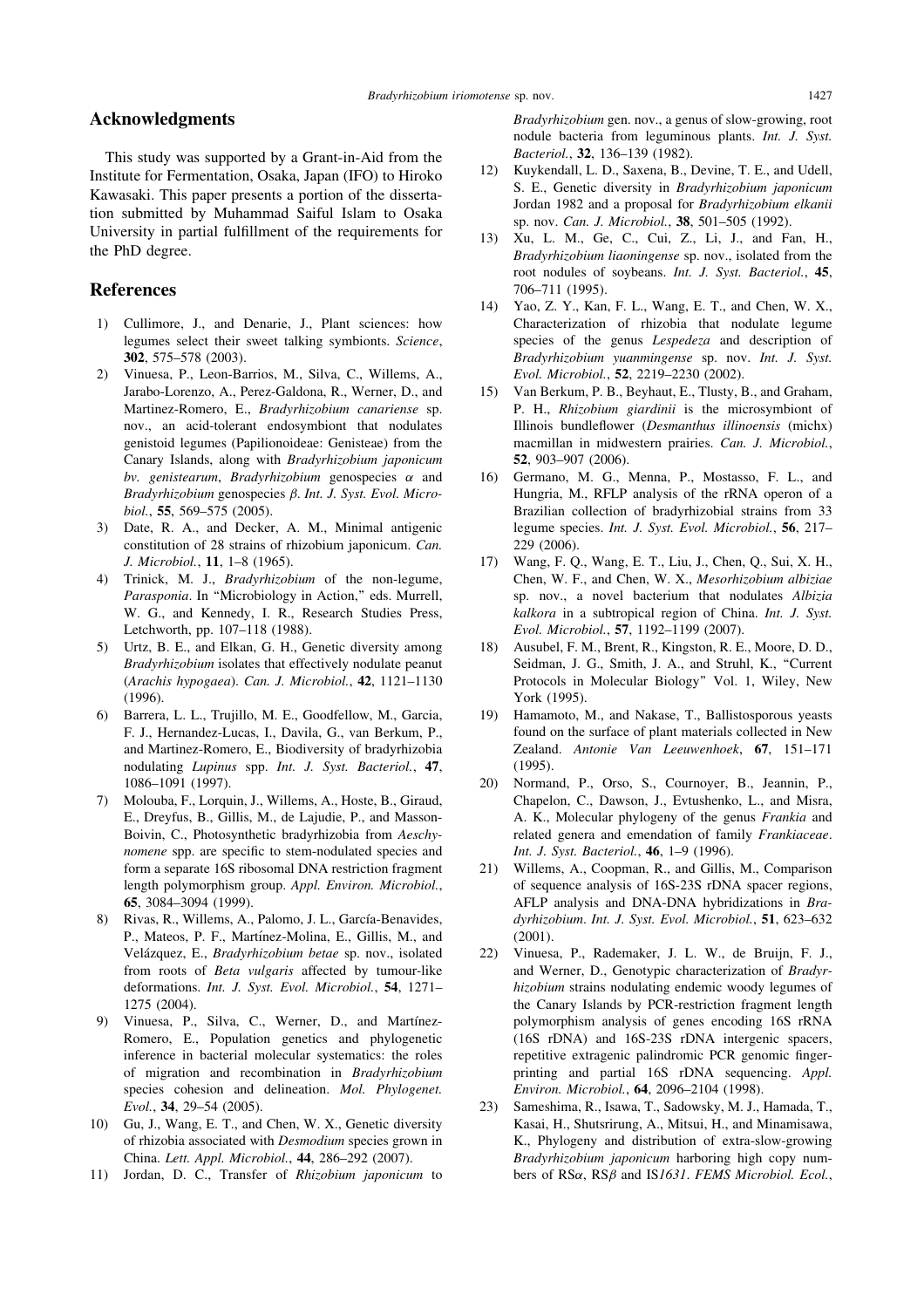## Acknowledgments

This study was supported by a Grant-in-Aid from the Institute for Fermentation, Osaka, Japan (IFO) to Hiroko Kawasaki. This paper presents a portion of the dissertation submitted by Muhammad Saiful Islam to Osaka University in partial fulfillment of the requirements for the PhD degree.

## References

1) Cullimore, J., and Denarie, J., Plant sciences: how legumes select their sweet talking symbionts. *Science*, **302**, 575–578 (2003).
2) Vinuesa, P., Leon-Barrios, M., Silva, C., Willems, A., Jarabo-Lorenzo, A., Perez-Galdona, R., Werner, D., and Martinez-Romero, E., *Bradyrhizobium canariense* sp. nov., an acid-tolerant endosymbiont that nodulates genistoid legumes (Papilionoideae: Genisteae) from the Canary Islands, along with *Bradyrhizobium japonicum* bv. *genistearum*, *Bradyrhizobium* genospecies $\alpha$ and *Bradyrhizobium* genospecies $\beta$. *Int. J. Syst. Evol. Microbiol.*, **55**, 569–575 (2005).
3) Date, R. A., and Decker, A. M., Minimal antigenic constitution of 28 strains of rhizobium japonicum. *Can. J. Microbiol.*, **11**, 1–8 (1965).
4) Trinick, M. J., *Bradyrhizobium* of the non-legume, *Parasponia*. In "Microbiology in Action," eds. Murrell, W. G., and Kennedy, I. R., Research Studies Press, Letchworth, pp. 107–118 (1988).
5) Urtz, B. E., and Elkan, G. H., Genetic diversity among *Bradyrhizobium* isolates that effectively nodulate peanut (*Arachis hypogaea*). *Can. J. Microbiol.*, **42**, 1121–1130 (1996).
6) Barrera, L. L., Trujillo, M. E., Goodfellow, M., Garcia, F. J., Hernandez-Lucas, I., Davila, G., van Berkum, P., and Martinez-Romero, E., Biodiversity of bradyrhizobia nodulating *Lupinus* spp. *Int. J. Syst. Bacteriol.*, **47**, 1086–1091 (1997).
7) Molouba, F., Lorquin, J., Willems, A., Hoste, B., Giraud, E., Dreyfus, B., Gillis, M., de Lajudie, P., and Masson-Boivin, C., Photosynthetic bradyrhizobia from *Aeschynomene* spp. are specific to stem-nodulated species and form a separate 16S ribosomal DNA restriction fragment length polymorphism group. *Appl. Environ. Microbiol.*, **65**, 3084–3094 (1999).
8) Rivas, R., Willems, A., Palomo, J. L., García-Benavides, P., Mateos, P. F., Martínez-Molina, E., Gillis, M., and Velázquez, E., *Bradyrhizobium betae* sp. nov., isolated from roots of *Beta vulgaris* affected by tumour-like deformations. *Int. J. Syst. Evol. Microbiol.*, **54**, 1271–1275 (2004).
9) Vinuesa, P., Silva, C., Werner, D., and Martínez-Romero, E., Population genetics and phylogenetic inference in bacterial molecular systematics: the roles of migration and recombination in *Bradyrhizobium* species cohesion and delineation. *Mol. Phylogenet. Evol.*, **34**, 29–54 (2005).
10) Gu, J., Wang, E. T., and Chen, W. X., Genetic diversity of rhizobia associated with *Desmodium* species grown in China. *Lett. Appl. Microbiol.*, **44**, 286–292 (2007).
11) Jordan, D. C., Transfer of *Rhizobium japonicum* to *Bradyrhizobium* gen. nov., a genus of slow-growing, root nodule bacteria from leguminous plants. *Int. J. Syst. Bacteriol.*, **32**, 136–139 (1982).
12) Kuykendall, L. D., Saxena, B., Devine, T. E., and Udell, S. E., Genetic diversity in *Bradyrhizobium japonicum* Jordan 1982 and a proposal for *Bradyrhizobium elkanii* sp. nov. *Can. J. Microbiol.*, **38**, 501–505 (1992).
13) Xu, L. M., Ge, C., Cui, Z., Li, J., and Fan, H., *Bradyrhizobium liaoningense* sp. nov., isolated from the root nodules of soybeans. *Int. J. Syst. Bacteriol.*, **45**, 706–711 (1995).
14) Yao, Z. Y., Kan, F. L., Wang, E. T., and Chen, W. X., Characterization of rhizobia that nodulate legume species of the genus *Lespedeza* and description of *Bradyrhizobium yuanmingense* sp. nov. *Int. J. Syst. Evol. Microbiol.*, **52**, 2219–2230 (2002).
15) Van Berkum, P. B., Beyhaut, E., Tlusty, B., and Graham, P. H., *Rhizobium giardinii* is the microsymbiont of Illinois bundleflower (*Desmanthus illinoensis* (michx) macmillan in midwestern prairies. *Can. J. Microbiol.*, **52**, 903–907 (2006).
16) Germano, M. G., Menna, P., Mostasso, F. L., and Hungria, M., RFLP analysis of the rRNA operon of a Brazilian collection of bradyrhizobial strains from 33 legume species. *Int. J. Syst. Evol. Microbiol.*, **56**, 217–229 (2006).
17) Wang, F. Q., Wang, E. T., Liu, J., Chen, Q., Sui, X. H., Chen, W. F., and Chen, W. X., *Mesorhizobium albiziae* sp. nov., a novel bacterium that nodulates *Albizia kalkora* in a subtropical region of China. *Int. J. Syst. Evol. Microbiol.*, **57**, 1192–1199 (2007).
18) Ausubel, F. M., Brent, R., Kingston, R. E., Moore, D. D., Seidman, J. G., Smith, J. A., and Struhl, K., "Current Protocols in Molecular Biology" Vol. 1, Wiley, New York (1995).
19) Hamamoto, M., and Nakase, T., Ballistosporous yeasts found on the surface of plant materials collected in New Zealand. *Antonie Van Leeuwenhoek*, **67**, 151–171 (1995).
20) Normand, P., Orso, S., Cournoyer, B., Jeannin, P., Chapelon, C., Dawson, J., Evtushenko, L., and Misra, A. K., Molecular phylogeny of the genus *Frankia* and related genera and emendation of family *Frankiaceae*. *Int. J. Syst. Bacteriol.*, **46**, 1–9 (1996).
21) Willems, A., Coopman, R., and Gillis, M., Comparison of sequence analysis of 16S-23S rDNA spacer regions, AFLP analysis and DNA-DNA hybridizations in *Bradyrhizobium*. *Int. J. Syst. Evol. Microbiol.*, **51**, 623–632 (2001).
22) Vinuesa, P., Rademaker, J. L. W., de Bruijn, F. J., and Werner, D., Genotypic characterization of *Bradyrhizobium* strains nodulating endemic woody legumes of the Canary Islands by PCR-restriction fragment length polymorphism analysis of genes encoding 16S rRNA (16S rDNA) and 16S-23S rDNA intergenic spacers, repetitive extragenic palindromic PCR genomic fingerprinting and partial 16S rDNA sequencing. *Appl. Environ. Microbiol.*, **64**, 2096–2104 (1998).
23) Sameshima, R., Isawa, T., Sadowsky, M. J., Hamada, T., Kasai, H., Shutsrirung, A., Mitsui, H., and Minamisawa, K., Phylogeny and distribution of extra-slow-growing *Bradyrhizobium japonicum* harboring high copy numbers of RS$\alpha$, RS$\beta$ and IS*1631*. *FEMS Microbiol. Ecol.*,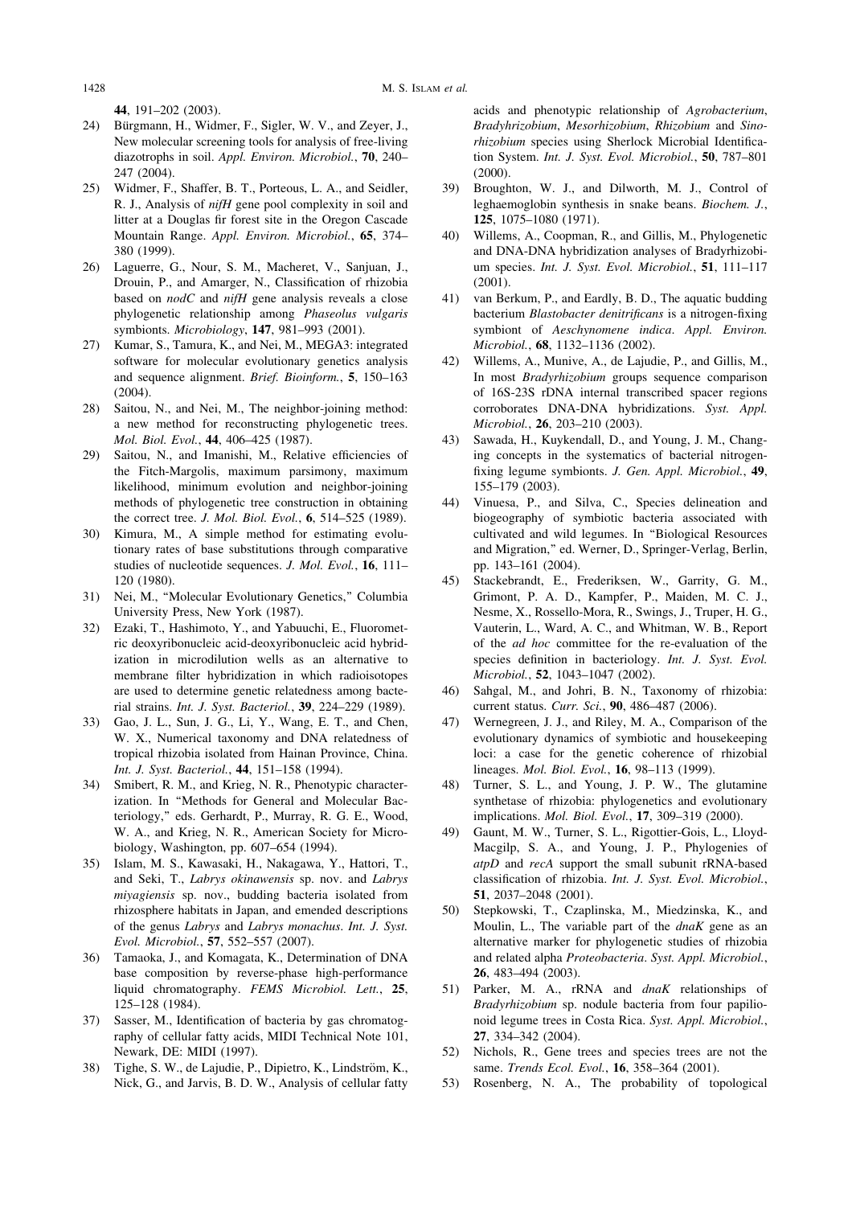44, 191–202 (2003).

24) Bürgmann, H., Widmer, F., Sigler, W. V., and Zeyer, J., New molecular screening tools for analysis of free-living diazotrophs in soil. *Appl. Environ. Microbiol.*, **70**, 240–247 (2004).
25) Widmer, F., Shaffer, B. T., Porteous, L. A., and Seidler, R. J., Analysis of *nifH* gene pool complexity in soil and litter at a Douglas fir forest site in the Oregon Cascade Mountain Range. *Appl. Environ. Microbiol.*, **65**, 374–380 (1999).
26) Laguerre, G., Nour, S. M., Macheret, V., Sanjuan, J., Drouin, P., and Amarger, N., Classification of rhizobia based on *nodC* and *nifH* gene analysis reveals a close phylogenetic relationship among *Phaseolus vulgaris* symbionts. *Microbiology*, **147**, 981–993 (2001).
27) Kumar, S., Tamura, K., and Nei, M., MEGA3: integrated software for molecular evolutionary genetics analysis and sequence alignment. *Brief. Bioinform.*, **5**, 150–163 (2004).
28) Saitou, N., and Nei, M., The neighbor-joining method: a new method for reconstructing phylogenetic trees. *Mol. Biol. Evol.*, **44**, 406–425 (1987).
29) Saitou, N., and Imanishi, M., Relative efficiencies of the Fitch-Margolis, maximum parsimony, maximum likelihood, minimum evolution and neighbor-joining methods of phylogenetic tree construction in obtaining the correct tree. *J. Mol. Biol. Evol.*, **6**, 514–525 (1989).
30) Kimura, M., A simple method for estimating evolutionary rates of base substitutions through comparative studies of nucleotide sequences. *J. Mol. Evol.*, **16**, 111–120 (1980).
31) Nei, M., "Molecular Evolutionary Genetics," Columbia University Press, New York (1987).
32) Ezaki, T., Hashimoto, Y., and Yabuuchi, E., Fluorometric deoxyribonucleic acid-deoxyribonucleic acid hybridization in microdilution wells as an alternative to membrane filter hybridization in which radioisotopes are used to determine genetic relatedness among bacterial strains. *Int. J. Syst. Bacteriol.*, **39**, 224–229 (1989).
33) Gao, J. L., Sun, J. G., Li, Y., Wang, E. T., and Chen, W. X., Numerical taxonomy and DNA relatedness of tropical rhizobia isolated from Hainan Province, China. *Int. J. Syst. Bacteriol.*, **44**, 151–158 (1994).
34) Smibert, R. M., and Krieg, N. R., Phenotypic characterization. In "Methods for General and Molecular Bacteriology," eds. Gerhardt, P., Murray, R. G. E., Wood, W. A., and Krieg, N. R., American Society for Microbiology, Washington, pp. 607–654 (1994).
35) Islam, M. S., Kawasaki, H., Nakagawa, Y., Hattori, T., and Seki, T., *Labrys okinawensis* sp. nov. and *Labrys miyagiensis* sp. nov., budding bacteria isolated from rhizosphere habitats in Japan, and emended descriptions of the genus *Labrys* and *Labrys monachus*. *Int. J. Syst. Evol. Microbiol.*, **57**, 552–557 (2007).
36) Tamaoka, J., and Komagata, K., Determination of DNA base composition by reverse-phase high-performance liquid chromatography. *FEMS Microbiol. Lett.*, **25**, 125–128 (1984).
37) Sasser, M., Identification of bacteria by gas chromatography of cellular fatty acids, MIDI Technical Note 101, Newark, DE: MIDI (1997).
38) Tighe, S. W., de Lajudie, P., Dipietro, K., Lindström, K., Nick, G., and Jarvis, B. D. W., Analysis of cellular fatty acids and phenotypic relationship of *Agrobacterium*, *Bradyrhizobium*, *Mesorhizobium*, *Rhizobium* and *Sinorhizobium* species using Sherlock Microbial Identification System. *Int. J. Syst. Evol. Microbiol.*, **50**, 787–801 (2000).
39) Broughton, W. J., and Dilworth, M. J., Control of leghaemoglobin synthesis in snake beans. *Biochem. J.*, **125**, 1075–1080 (1971).
40) Willems, A., Coopman, R., and Gillis, M., Phylogenetic and DNA-DNA hybridization analyses of Bradyrhizobium species. *Int. J. Syst. Evol. Microbiol.*, **51**, 111–117 (2001).
41) van Berkum, P., and Eardly, B. D., The aquatic budding bacterium *Blastobacter denitrificans* is a nitrogen-fixing symbiont of *Aeschynomene indica*. *Appl. Environ. Microbiol.*, **68**, 1132–1136 (2002).
42) Willems, A., Munive, A., de Lajudie, P., and Gillis, M., In most *Bradyrhizobium* groups sequence comparison of 16S-23S rDNA internal transcribed spacer regions corroborates DNA-DNA hybridizations. *Syst. Appl. Microbiol.*, **26**, 203–210 (2003).
43) Sawada, H., Kuykendall, D., and Young, J. M., Changing concepts in the systematics of bacterial nitrogen-fixing legume symbionts. *J. Gen. Appl. Microbiol.*, **49**, 155–179 (2003).
44) Vinuesa, P., and Silva, C., Species delineation and biogeography of symbiotic bacteria associated with cultivated and wild legumes. In "Biological Resources and Migration," ed. Werner, D., Springer-Verlag, Berlin, pp. 143–161 (2004).
45) Stackebrandt, E., Frederiksen, W., Garrity, G. M., Grimont, P. A. D., Kampfer, P., Maiden, M. C. J., Nesme, X., Rossello-Mora, R., Swings, J., Truper, H. G., Vauterin, L., Ward, A. C., and Whitman, W. B., Report of the *ad hoc* committee for the re-evaluation of the species definition in bacteriology. *Int. J. Syst. Evol. Microbiol.*, **52**, 1043–1047 (2002).
46) Sahgal, M., and Johri, B. N., Taxonomy of rhizobia: current status. *Curr. Sci.*, **90**, 486–487 (2006).
47) Wernegreen, J. J., and Riley, M. A., Comparison of the evolutionary dynamics of symbiotic and housekeeping loci: a case for the genetic coherence of rhizobial lineages. *Mol. Biol. Evol.*, **16**, 98–113 (1999).
48) Turner, S. L., and Young, J. P. W., The glutamine synthetase of rhizobia: phylogenetics and evolutionary implications. *Mol. Biol. Evol.*, **17**, 309–319 (2000).
49) Gaunt, M. W., Turner, S. L., Rigottier-Gois, L., Lloyd-Macgilp, S. A., and Young, J. P., Phylogenies of *atpD* and *recA* support the small subunit rRNA-based classification of rhizobia. *Int. J. Syst. Evol. Microbiol.*, **51**, 2037–2048 (2001).
50) Stepkowski, T., Czaplinska, M., Miedzinska, K., and Moulin, L., The variable part of the *dnaK* gene as an alternative marker for phylogenetic studies of rhizobia and related alpha *Proteobacteria*. *Syst. Appl. Microbiol.*, **26**, 483–494 (2003).
51) Parker, M. A., rRNA and *dnaK* relationships of *Bradyrhizobium* sp. nodule bacteria from four papilionoid legume trees in Costa Rica. *Syst. Appl. Microbiol.*, **27**, 334–342 (2004).
52) Nichols, R., Gene trees and species trees are not the same. *Trends Ecol. Evol.*, **16**, 358–364 (2001).
53) Rosenberg, N. A., The probability of topological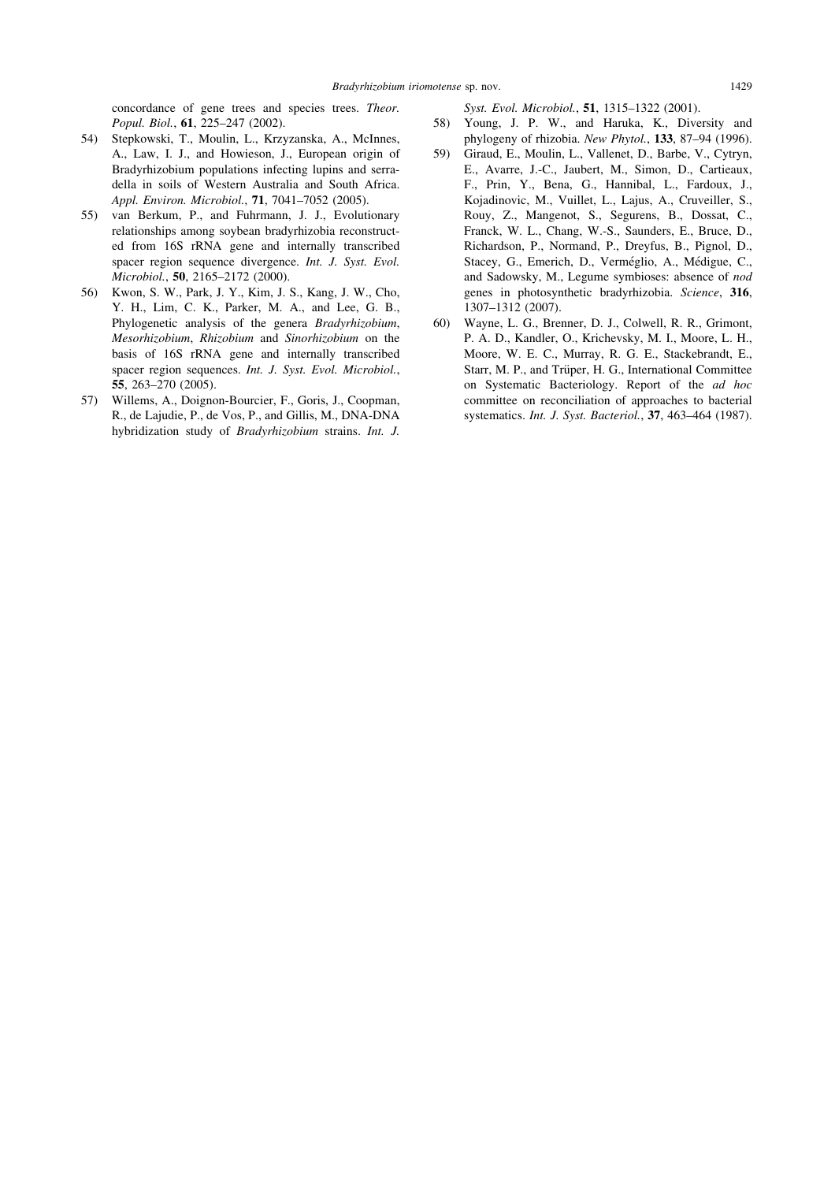concordance of gene trees and species trees. *Theor. Popul. Biol.*, **61**, 225–247 (2002).

54) Stepkowski, T., Moulin, L., Krzyzanska, A., McInnes, A., Law, I. J., and Howieson, J., European origin of Bradyrhizobium populations infecting lupins and serradella in soils of Western Australia and South Africa. *Appl. Environ. Microbiol.*, **71**, 7041–7052 (2005).

55) van Berkum, P., and Fuhrmann, J. J., Evolutionary relationships among soybean bradyrhizobia reconstructed from 16S rRNA gene and internally transcribed spacer region sequence divergence. *Int. J. Syst. Evol. Microbiol.*, **50**, 2165–2172 (2000).

56) Kwon, S. W., Park, J. Y., Kim, J. S., Kang, J. W., Cho, Y. H., Lim, C. K., Parker, M. A., and Lee, G. B., Phylogenetic analysis of the genera *Bradyrhizobium*, *Mesorhizobium*, *Rhizobium* and *Sinorhizobium* on the basis of 16S rRNA gene and internally transcribed spacer region sequences. *Int. J. Syst. Evol. Microbiol.*, **55**, 263–270 (2005).

57) Willems, A., Doignon-Bourcier, F., Goris, J., Coopman, R., de Lajudie, P., de Vos, P., and Gillis, M., DNA-DNA hybridization study of *Bradyrhizobium* strains. *Int. J. Syst. Evol. Microbiol.*, **51**, 1315–1322 (2001).

58) Young, J. P. W., and Haruka, K., Diversity and phylogeny of rhizobia. *New Phytol.*, **133**, 87–94 (1996).

59) Giraud, E., Moulin, L., Vallenet, D., Barbe, V., Cytryn, E., Avarre, J.-C., Jaubert, M., Simon, D., Cartieaux, F., Prin, Y., Bena, G., Hannibal, L., Fardoux, J., Kojadinovic, M., Vuillet, L., Lajus, A., Cruveiller, S., Rouy, Z., Mangenot, S., Segurens, B., Dossat, C., Franck, W. L., Chang, W.-S., Saunders, E., Bruce, D., Richardson, P., Normand, P., Dreyfus, B., Pignol, D., Stacey, G., Emerich, D., Verméglio, A., Médigue, C., and Sadowsky, M., Legume symbioses: absence of *nod* genes in photosynthetic bradyrhizobia. *Science*, **316**, 1307–1312 (2007).

60) Wayne, L. G., Brenner, D. J., Colwell, R. R., Grimont, P. A. D., Kandler, O., Krichevsky, M. I., Moore, L. H., Moore, W. E. C., Murray, R. G. E., Stackebrandt, E., Starr, M. P., and Trüper, H. G., International Committee on Systematic Bacteriology. Report of the *ad hoc* committee on reconciliation of approaches to bacterial systematics. *Int. J. Syst. Bacteriol.*, **37**, 463–464 (1987).